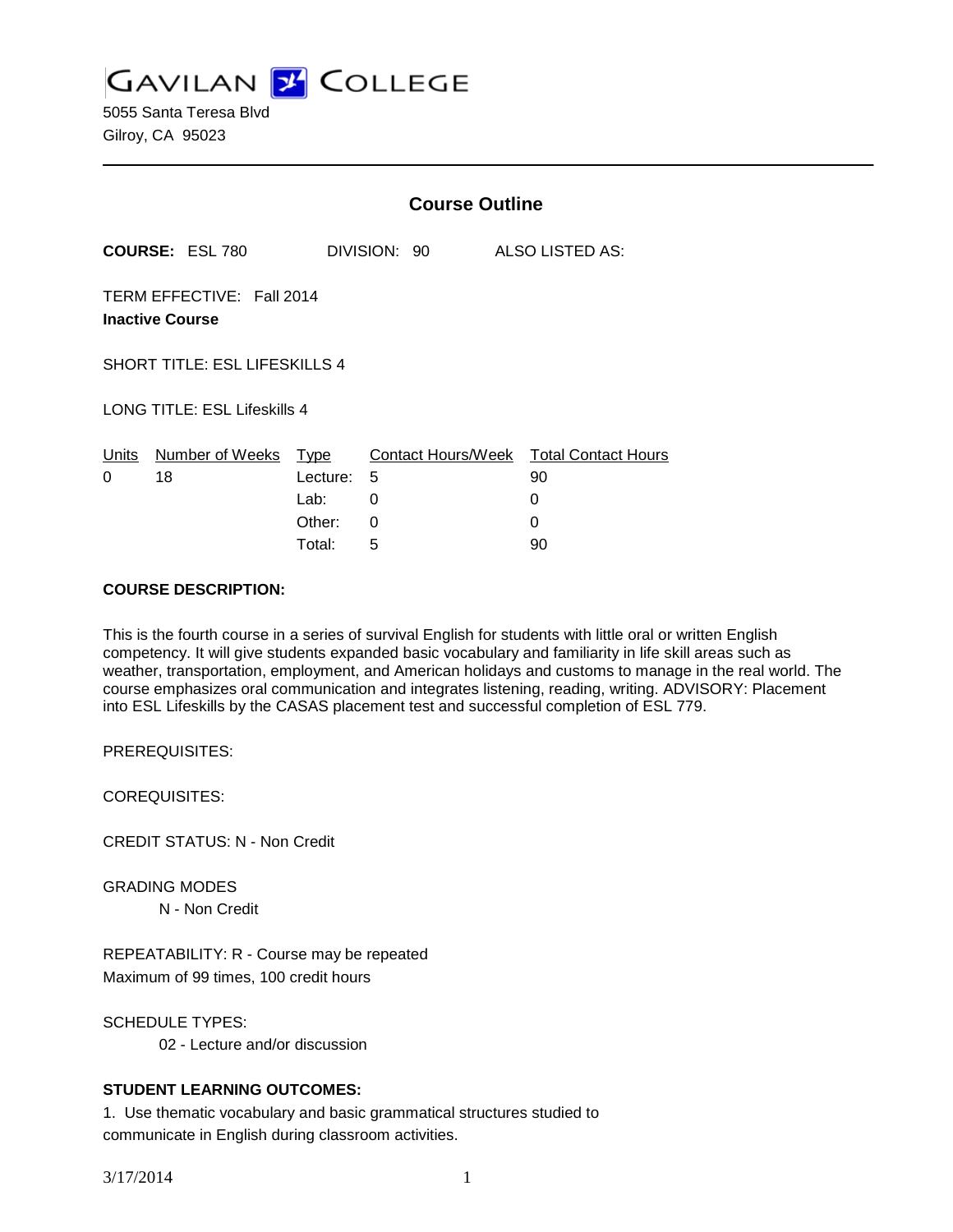# Gavilan College

5055 Santa Teresa Blvd
Gilroy, CA 95023

## Course Outline

**COURSE:** ESL 780 DIVISION: 90 ALSO LISTED AS:

TERM EFFECTIVE: Fall 2014
**Inactive Course**

SHORT TITLE: ESL LIFESKILLS 4

LONG TITLE: ESL Lifeskills 4

| Units | Number of Weeks | Type | Contact Hours/Week | Total Contact Hours |
|---|---|---|---|---|
| 0 | 18 | Lecture: | 5 | 90 |
| | | Lab: | 0 | 0 |
| | | Other: | 0 | 0 |
| | | Total: | 5 | 90 |

**COURSE DESCRIPTION:**

This is the fourth course in a series of survival English for students with little oral or written English competency. It will give students expanded basic vocabulary and familiarity in life skill areas such as weather, transportation, employment, and American holidays and customs to manage in the real world. The course emphasizes oral communication and integrates listening, reading, writing. ADVISORY: Placement into ESL Lifeskills by the CASAS placement test and successful completion of ESL 779.

PREREQUISITES:

COREQUISITES:

CREDIT STATUS: N - Non Credit

GRADING MODES
N - Non Credit

REPEATABILITY: R - Course may be repeated
Maximum of 99 times, 100 credit hours

SCHEDULE TYPES:
02 - Lecture and/or discussion

**STUDENT LEARNING OUTCOMES:**

1. Use thematic vocabulary and basic grammatical structures studied to communicate in English during classroom activities.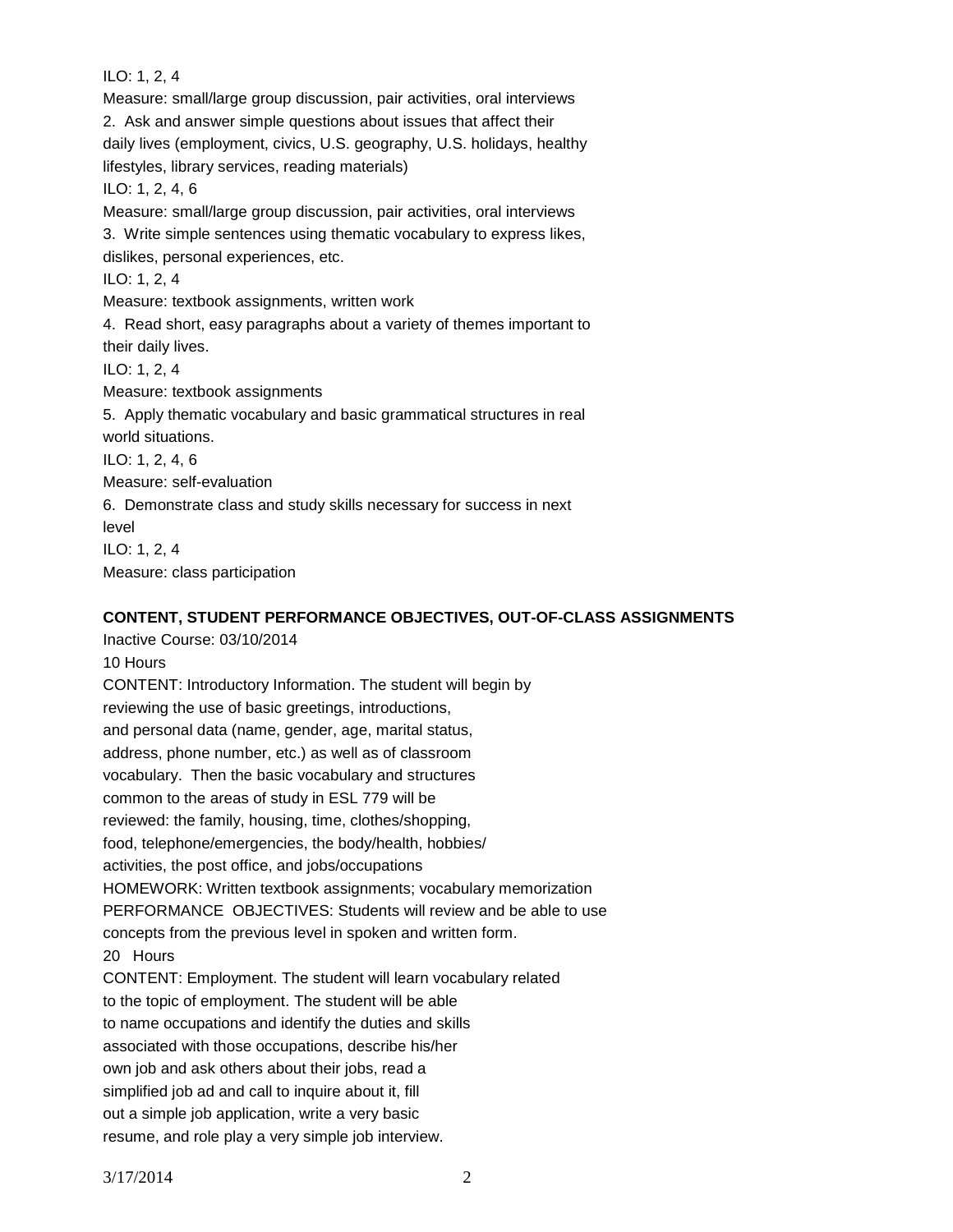ILO: 1, 2, 4
Measure: small/large group discussion, pair activities, oral interviews
2. Ask and answer simple questions about issues that affect their daily lives (employment, civics, U.S. geography, U.S. holidays, healthy lifestyles, library services, reading materials)
ILO: 1, 2, 4, 6
Measure: small/large group discussion, pair activities, oral interviews
3. Write simple sentences using thematic vocabulary to express likes, dislikes, personal experiences, etc.
ILO: 1, 2, 4
Measure: textbook assignments, written work
4. Read short, easy paragraphs about a variety of themes important to their daily lives.
ILO: 1, 2, 4
Measure: textbook assignments
5. Apply thematic vocabulary and basic grammatical structures in real world situations.
ILO: 1, 2, 4, 6
Measure: self-evaluation
6. Demonstrate class and study skills necessary for success in next level
ILO: 1, 2, 4
Measure: class participation

**CONTENT, STUDENT PERFORMANCE OBJECTIVES, OUT-OF-CLASS ASSIGNMENTS**

Inactive Course: 03/10/2014

10 Hours

CONTENT: Introductory Information. The student will begin by reviewing the use of basic greetings, introductions, and personal data (name, gender, age, marital status, address, phone number, etc.) as well as of classroom vocabulary. Then the basic vocabulary and structures common to the areas of study in ESL 779 will be reviewed: the family, housing, time, clothes/shopping, food, telephone/emergencies, the body/health, hobbies/activities, the post office, and jobs/occupations

HOMEWORK: Written textbook assignments; vocabulary memorization

PERFORMANCE OBJECTIVES: Students will review and be able to use concepts from the previous level in spoken and written form.

20 Hours

CONTENT: Employment. The student will learn vocabulary related to the topic of employment. The student will be able to name occupations and identify the duties and skills associated with those occupations, describe his/her own job and ask others about their jobs, read a simplified job ad and call to inquire about it, fill out a simple job application, write a very basic resume, and role play a very simple job interview.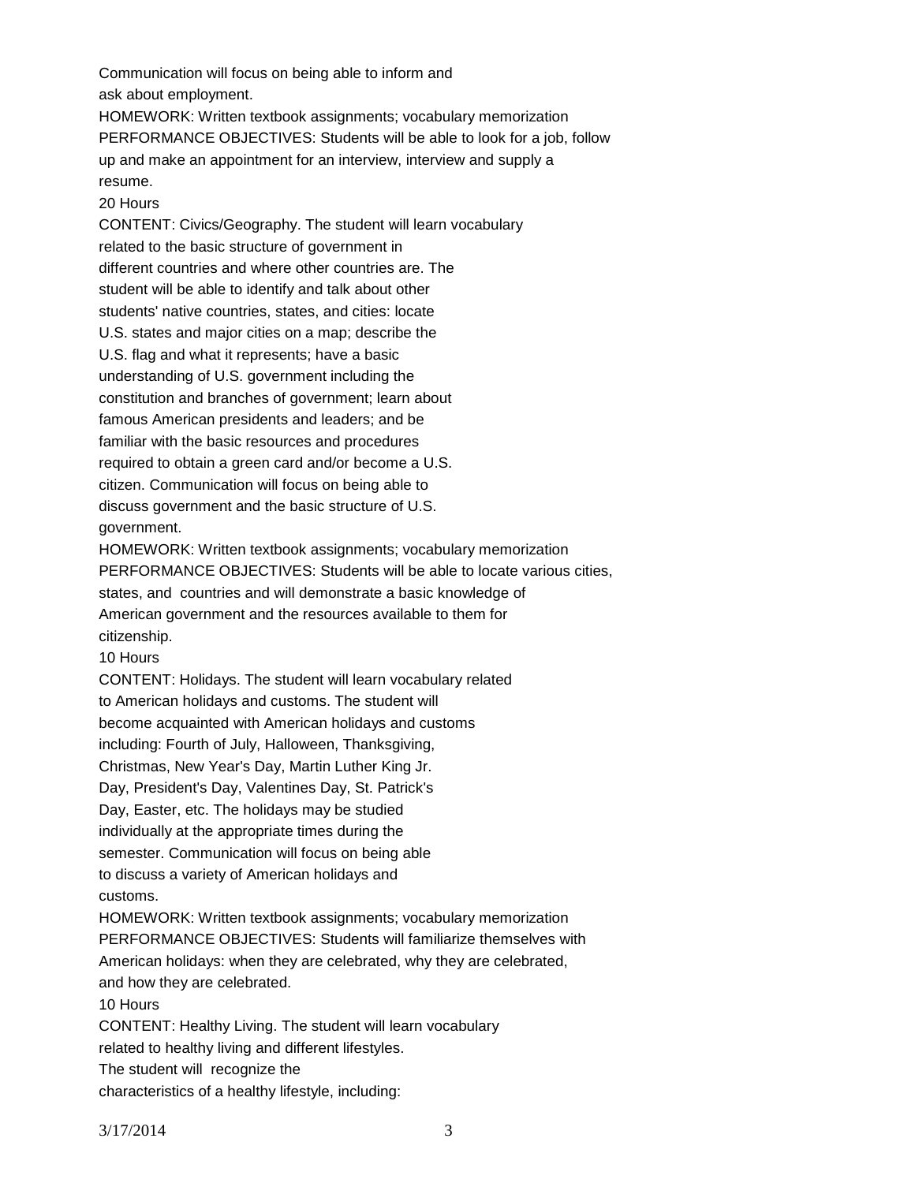Communication will focus on being able to inform and ask about employment.

HOMEWORK: Written textbook assignments; vocabulary memorization

PERFORMANCE OBJECTIVES: Students will be able to look for a job, follow up and make an appointment for an interview, interview and supply a resume.

20 Hours

CONTENT: Civics/Geography. The student will learn vocabulary related to the basic structure of government in different countries and where other countries are. The student will be able to identify and talk about other students' native countries, states, and cities: locate U.S. states and major cities on a map; describe the U.S. flag and what it represents; have a basic understanding of U.S. government including the constitution and branches of government; learn about famous American presidents and leaders; and be familiar with the basic resources and procedures required to obtain a green card and/or become a U.S. citizen. Communication will focus on being able to discuss government and the basic structure of U.S. government.

HOMEWORK: Written textbook assignments; vocabulary memorization

PERFORMANCE OBJECTIVES: Students will be able to locate various cities, states, and countries and will demonstrate a basic knowledge of American government and the resources available to them for citizenship.

10 Hours

CONTENT: Holidays. The student will learn vocabulary related to American holidays and customs. The student will become acquainted with American holidays and customs including: Fourth of July, Halloween, Thanksgiving, Christmas, New Year's Day, Martin Luther King Jr. Day, President's Day, Valentines Day, St. Patrick's Day, Easter, etc. The holidays may be studied individually at the appropriate times during the semester. Communication will focus on being able to discuss a variety of American holidays and customs.

HOMEWORK: Written textbook assignments; vocabulary memorization

PERFORMANCE OBJECTIVES: Students will familiarize themselves with American holidays: when they are celebrated, why they are celebrated, and how they are celebrated.

10 Hours

CONTENT: Healthy Living. The student will learn vocabulary related to healthy living and different lifestyles. The student will recognize the characteristics of a healthy lifestyle, including: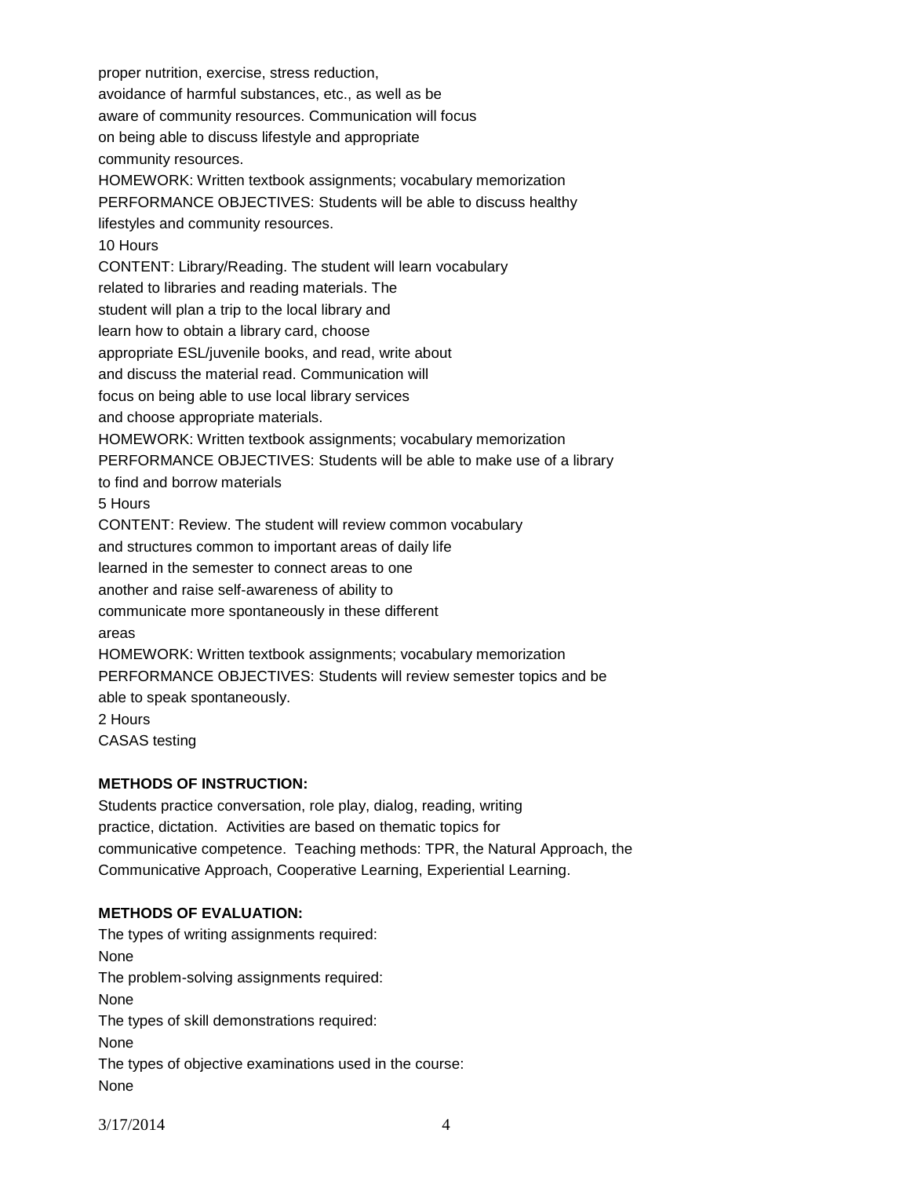proper nutrition, exercise, stress reduction, avoidance of harmful substances, etc., as well as be aware of community resources. Communication will focus on being able to discuss lifestyle and appropriate community resources.

HOMEWORK: Written textbook assignments; vocabulary memorization

PERFORMANCE OBJECTIVES: Students will be able to discuss healthy lifestyles and community resources.

10 Hours

CONTENT: Library/Reading. The student will learn vocabulary related to libraries and reading materials. The student will plan a trip to the local library and learn how to obtain a library card, choose appropriate ESL/juvenile books, and read, write about and discuss the material read. Communication will focus on being able to use local library services and choose appropriate materials.

HOMEWORK: Written textbook assignments; vocabulary memorization

PERFORMANCE OBJECTIVES: Students will be able to make use of a library to find and borrow materials

5 Hours

CONTENT: Review. The student will review common vocabulary and structures common to important areas of daily life learned in the semester to connect areas to one another and raise self-awareness of ability to communicate more spontaneously in these different areas

HOMEWORK: Written textbook assignments; vocabulary memorization

PERFORMANCE OBJECTIVES: Students will review semester topics and be able to speak spontaneously.

2 Hours

CASAS testing

**METHODS OF INSTRUCTION:**

Students practice conversation, role play, dialog, reading, writing practice, dictation. Activities are based on thematic topics for communicative competence. Teaching methods: TPR, the Natural Approach, the Communicative Approach, Cooperative Learning, Experiential Learning.

**METHODS OF EVALUATION:**

The types of writing assignments required:

None

The problem-solving assignments required:

None

The types of skill demonstrations required:

None

The types of objective examinations used in the course:

None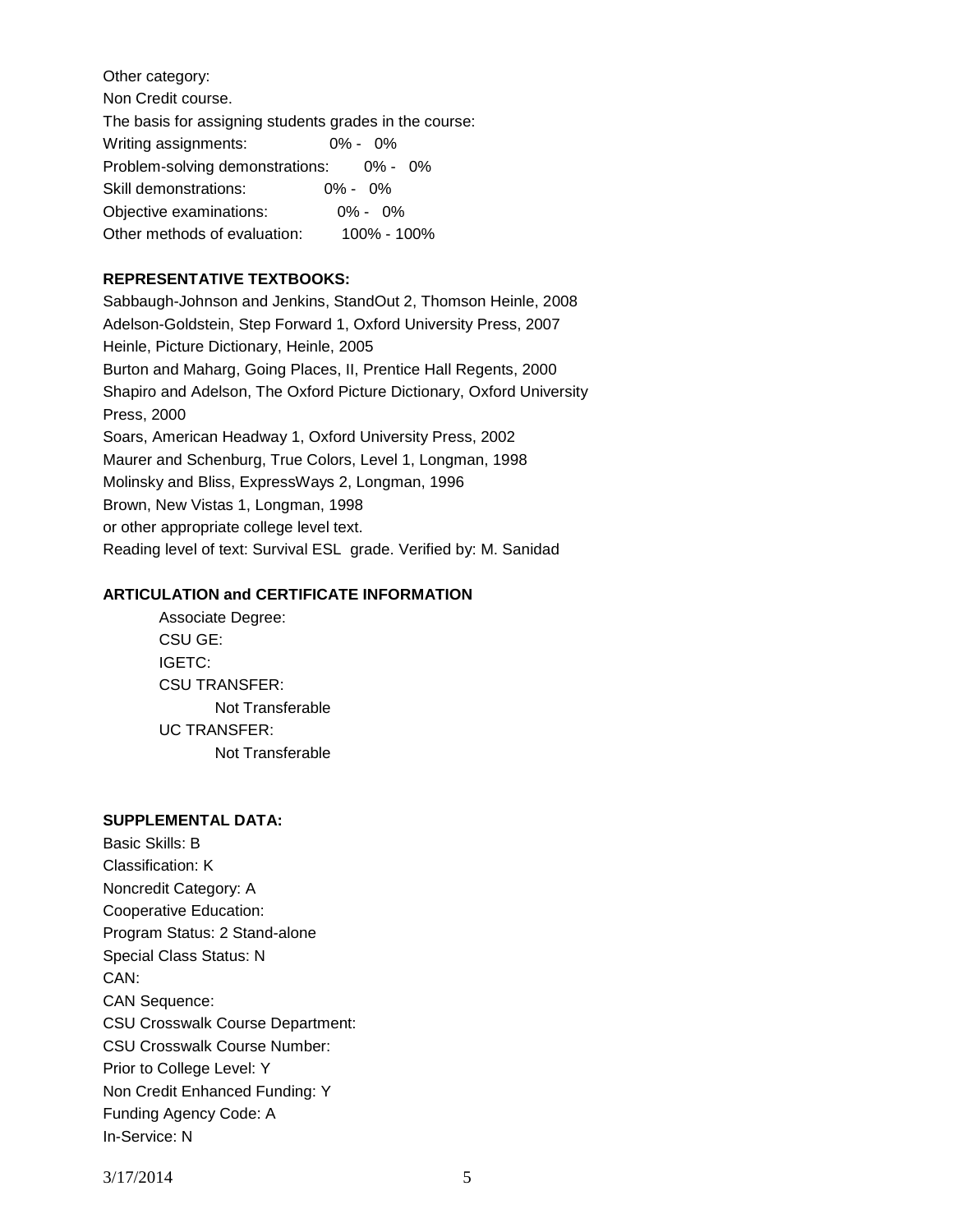Other category:
Non Credit course.
The basis for assigning students grades in the course:
Writing assignments: 0% - 0%
Problem-solving demonstrations: 0% - 0%
Skill demonstrations: 0% - 0%
Objective examinations: 0% - 0%
Other methods of evaluation: 100% - 100%

**REPRESENTATIVE TEXTBOOKS:**

Sabbaugh-Johnson and Jenkins, StandOut 2, Thomson Heinle, 2008
Adelson-Goldstein, Step Forward 1, Oxford University Press, 2007
Heinle, Picture Dictionary, Heinle, 2005
Burton and Maharg, Going Places, II, Prentice Hall Regents, 2000
Shapiro and Adelson, The Oxford Picture Dictionary, Oxford University Press, 2000
Soars, American Headway 1, Oxford University Press, 2002
Maurer and Schenburg, True Colors, Level 1, Longman, 1998
Molinsky and Bliss, ExpressWays 2, Longman, 1996
Brown, New Vistas 1, Longman, 1998
or other appropriate college level text.
Reading level of text: Survival ESL grade. Verified by: M. Sanidad

**ARTICULATION and CERTIFICATE INFORMATION**

Associate Degree:
CSU GE:
IGETC:
CSU TRANSFER:
Not Transferable
UC TRANSFER:
Not Transferable

**SUPPLEMENTAL DATA:**

Basic Skills: B
Classification: K
Noncredit Category: A
Cooperative Education:
Program Status: 2 Stand-alone
Special Class Status: N
CAN:
CAN Sequence:
CSU Crosswalk Course Department:
CSU Crosswalk Course Number:
Prior to College Level: Y
Non Credit Enhanced Funding: Y
Funding Agency Code: A
In-Service: N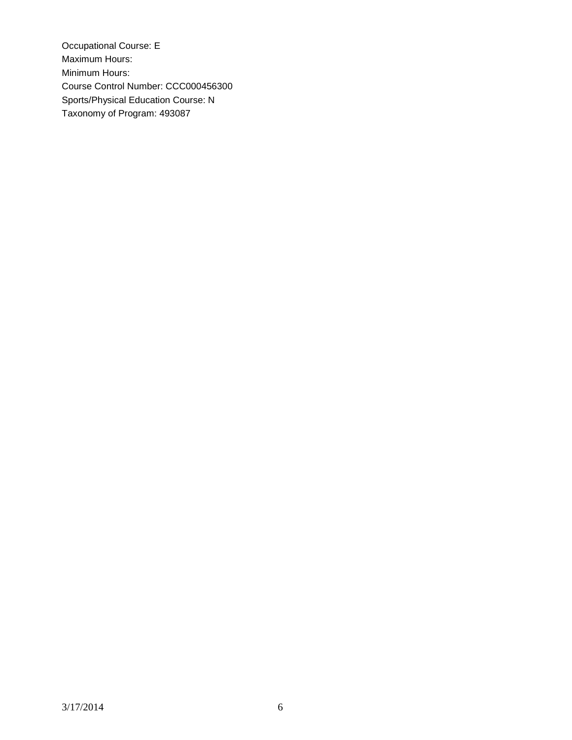Occupational Course: E
Maximum Hours:
Minimum Hours:
Course Control Number: CCC000456300
Sports/Physical Education Course: N
Taxonomy of Program: 493087